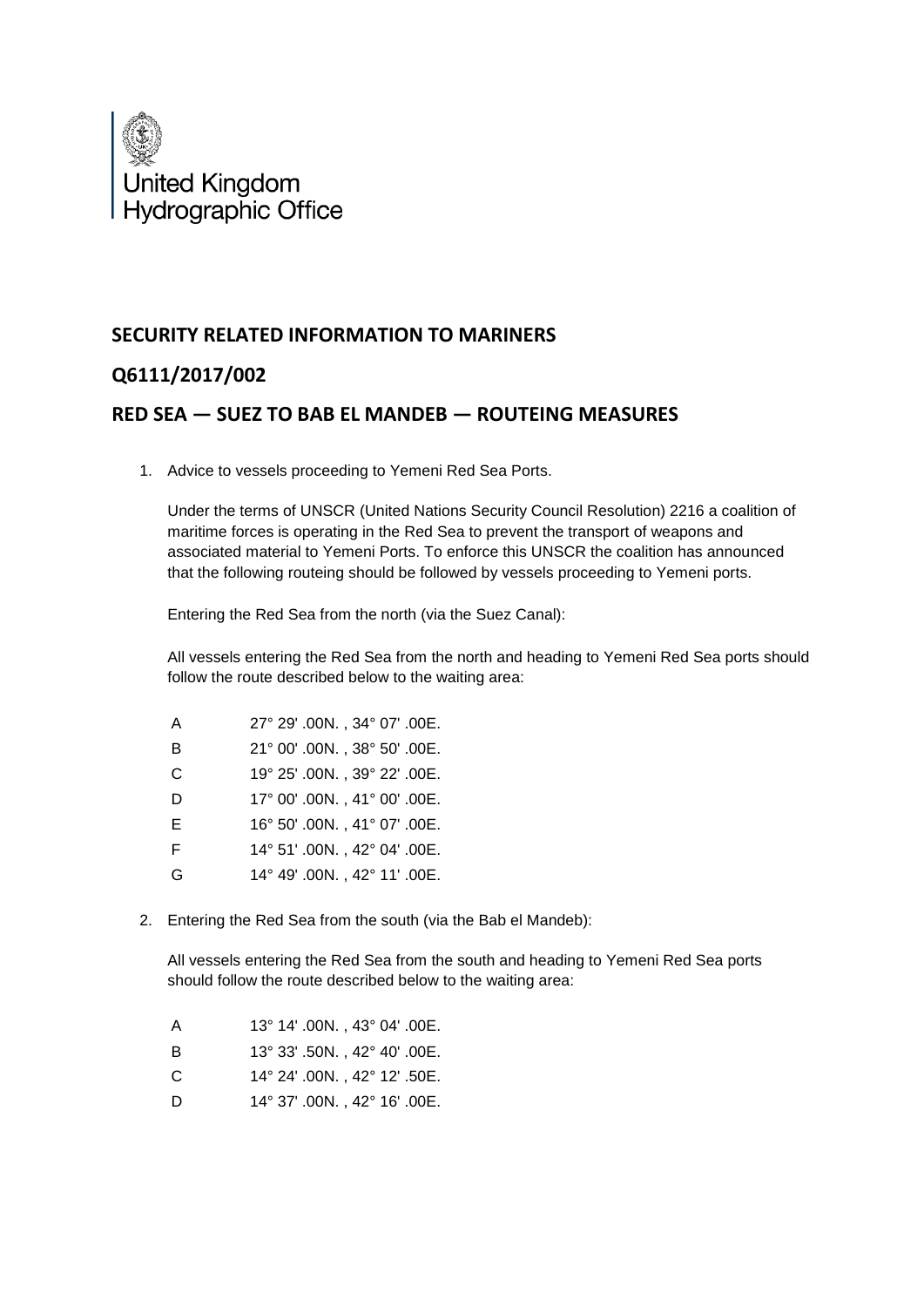United Kingdom Hydrographic Office

## SECURITY RELATED INFORMATION TO MARINERS

## Q6111/2017/002

## RED SEA — SUEZ TO BAB EL MANDEB — ROUTEING MEASURES

1. Advice to vessels proceeding to Yemeni Red Sea Ports.

   Under the terms of UNSCR (United Nations Security Council Resolution) 2216 a coalition of maritime forces is operating in the Red Sea to prevent the transport of weapons and associated material to Yemeni Ports. To enforce this UNSCR the coalition has announced that the following routeing should be followed by vessels proceeding to Yemeni ports.

   Entering the Red Sea from the north (via the Suez Canal):

   All vessels entering the Red Sea from the north and heading to Yemeni Red Sea ports should follow the route described below to the waiting area:

   | | |
   |---|---|
   | A | 27° 29' .00N. , 34° 07' .00E. |
   | B | 21° 00' .00N. , 38° 50' .00E. |
   | C | 19° 25' .00N. , 39° 22' .00E. |
   | D | 17° 00' .00N. , 41° 00' .00E. |
   | E | 16° 50' .00N. , 41° 07' .00E. |
   | F | 14° 51' .00N. , 42° 04' .00E. |
   | G | 14° 49' .00N. , 42° 11' .00E. |

2. Entering the Red Sea from the south (via the Bab el Mandeb):

   All vessels entering the Red Sea from the south and heading to Yemeni Red Sea ports should follow the route described below to the waiting area:

   | | |
   |---|---|
   | A | 13° 14' .00N. , 43° 04' .00E. |
   | B | 13° 33' .50N. , 42° 40' .00E. |
   | C | 14° 24' .00N. , 42° 12' .50E. |
   | D | 14° 37' .00N. , 42° 16' .00E. |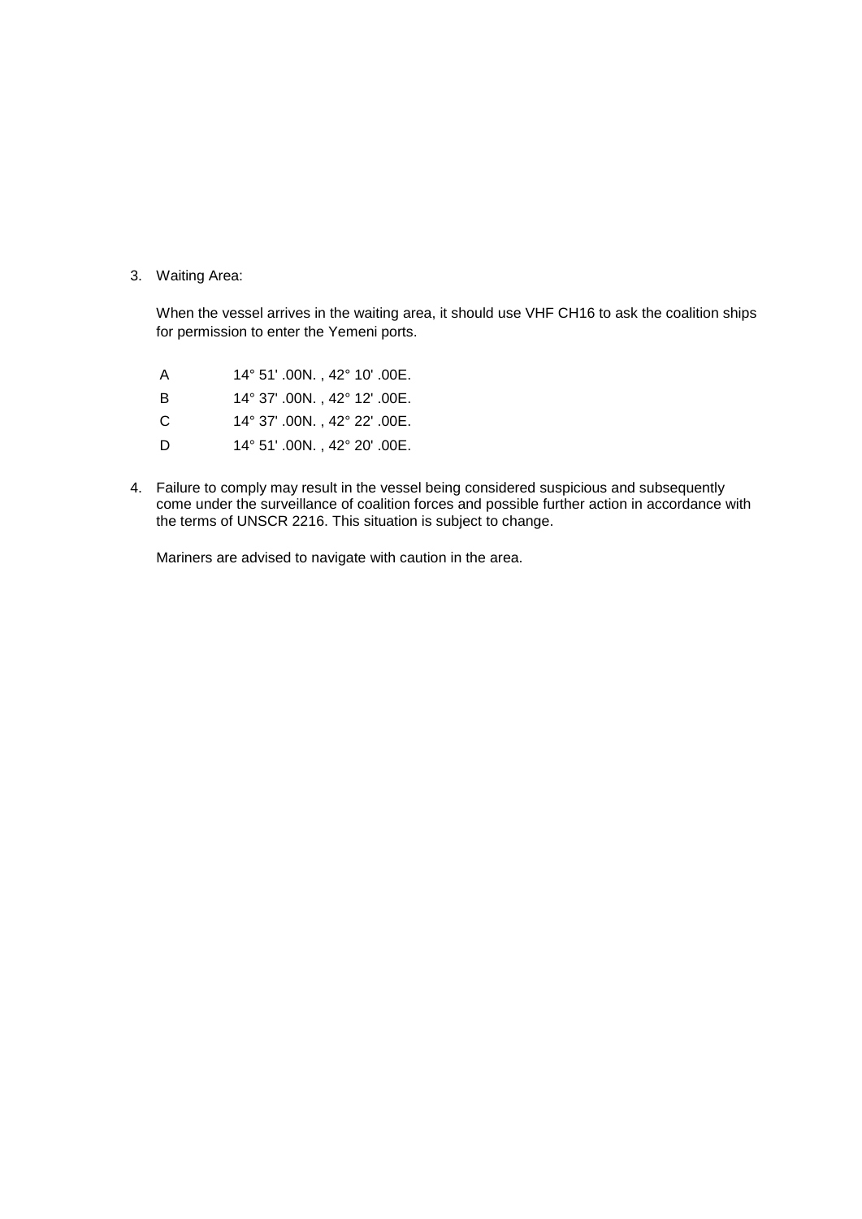3. Waiting Area:

   When the vessel arrives in the waiting area, it should use VHF CH16 to ask the coalition ships for permission to enter the Yemeni ports.

| | |
|---|---|
| A | 14° 51' .00N. , 42° 10' .00E. |
| B | 14° 37' .00N. , 42° 12' .00E. |
| C | 14° 37' .00N. , 42° 22' .00E. |
| D | 14° 51' .00N. , 42° 20' .00E. |

4. Failure to comply may result in the vessel being considered suspicious and subsequently come under the surveillance of coalition forces and possible further action in accordance with the terms of UNSCR 2216. This situation is subject to change.

   Mariners are advised to navigate with caution in the area.